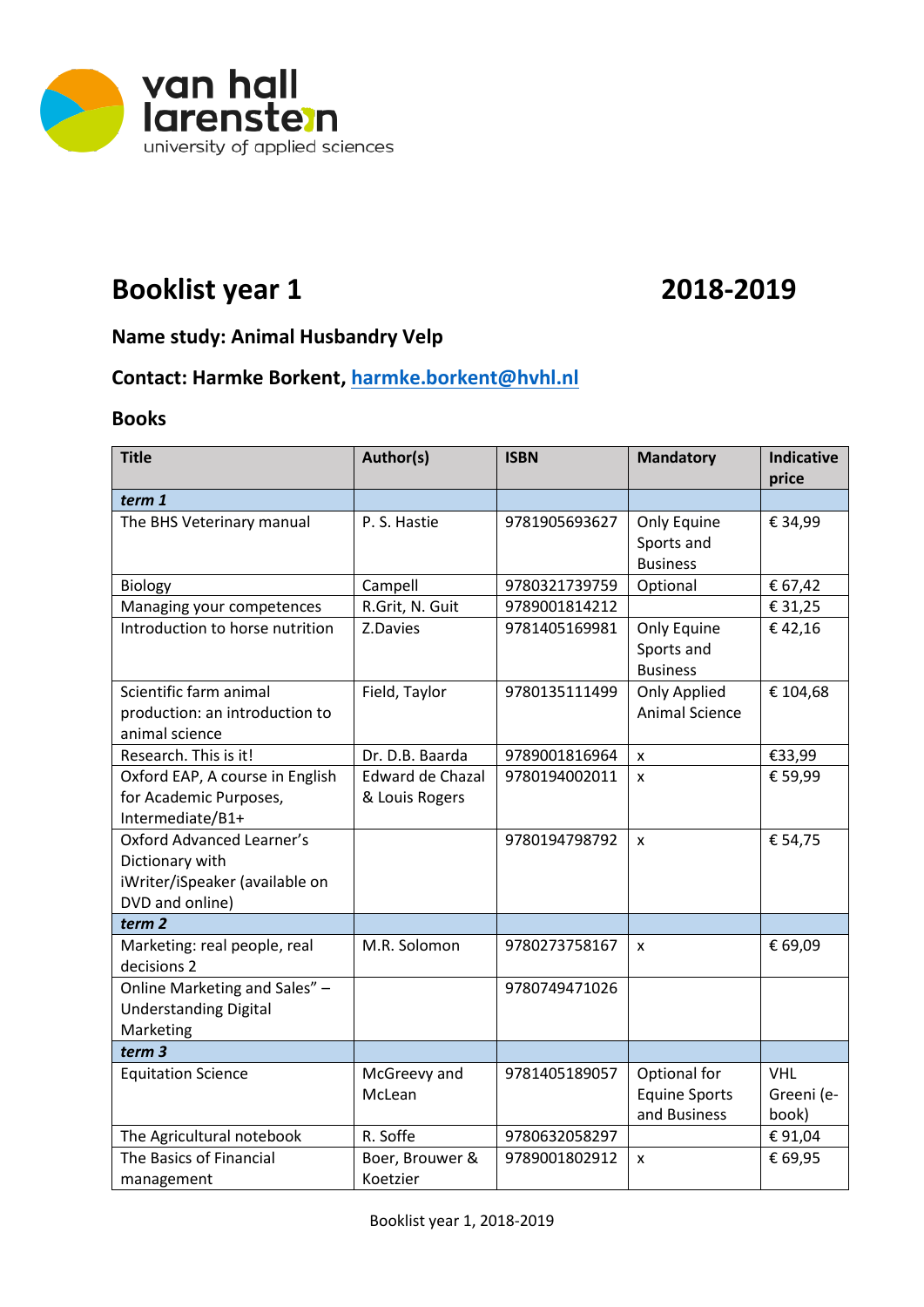# Booklist year 1 2018-2019

### Name study: Animal Husbandry Velp

### Contact: Harmke Borkent, harmke.borkent@hvhl.nl

### Books

| Title | Author(s) | ISBN | Mandatory | Indicative price |
|---|---|---|---|---|
| ***term 1*** | | | | |
| The BHS Veterinary manual | P. S. Hastie | 9781905693627 | Only Equine Sports and Business | € 34,99 |
| Biology | Campell | 9780321739759 | Optional | € 67,42 |
| Managing your competences | R.Grit, N. Guit | 9789001814212 | | € 31,25 |
| Introduction to horse nutrition | Z.Davies | 9781405169981 | Only Equine Sports and Business | € 42,16 |
| Scientific farm animal production: an introduction to animal science | Field, Taylor | 9780135111499 | Only Applied Animal Science | € 104,68 |
| Research. This is it! | Dr. D.B. Baarda | 9789001816964 | x | €33,99 |
| Oxford EAP, A course in English for Academic Purposes, Intermediate/B1+ | Edward de Chazal & Louis Rogers | 9780194002011 | x | € 59,99 |
| Oxford Advanced Learner's Dictionary with iWriter/iSpeaker (available on DVD and online) | | 9780194798792 | x | € 54,75 |
| ***term 2*** | | | | |
| Marketing: real people, real decisions 2 | M.R. Solomon | 9780273758167 | x | € 69,09 |
| Online Marketing and Sales" – Understanding Digital Marketing | | 9780749471026 | | |
| ***term 3*** | | | | |
| Equitation Science | McGreevy and McLean | 9781405189057 | Optional for Equine Sports and Business | VHL Greeni (e-book) |
| The Agricultural notebook | R. Soffe | 9780632058297 | | € 91,04 |
| The Basics of Financial management | Boer, Brouwer & Koetzier | 9789001802912 | x | € 69,95 |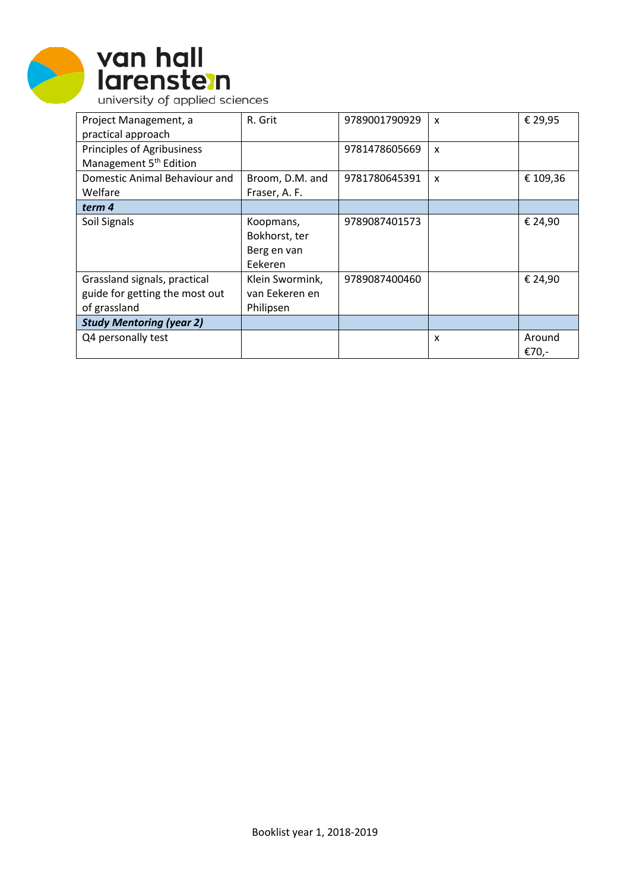| Project Management, a practical approach | R. Grit | 9789001790929 | x | € 29,95 |
|---|---|---|---|---|
| Principles of Agribusiness Management 5th Edition | | 9781478605669 | x | |
| Domestic Animal Behaviour and Welfare | Broom, D.M. and Fraser, A. F. | 9781780645391 | x | € 109,36 |
| ***term 4*** | | | | |
| Soil Signals | Koopmans, Bokhorst, ter Berg en van Eekeren | 9789087401573 | | € 24,90 |
| Grassland signals, practical guide for getting the most out of grassland | Klein Swormink, van Eekeren en Philipsen | 9789087400460 | | € 24,90 |
| ***Study Mentoring (year 2)*** | | | | |
| Q4 personally test | | | x | Around €70,- |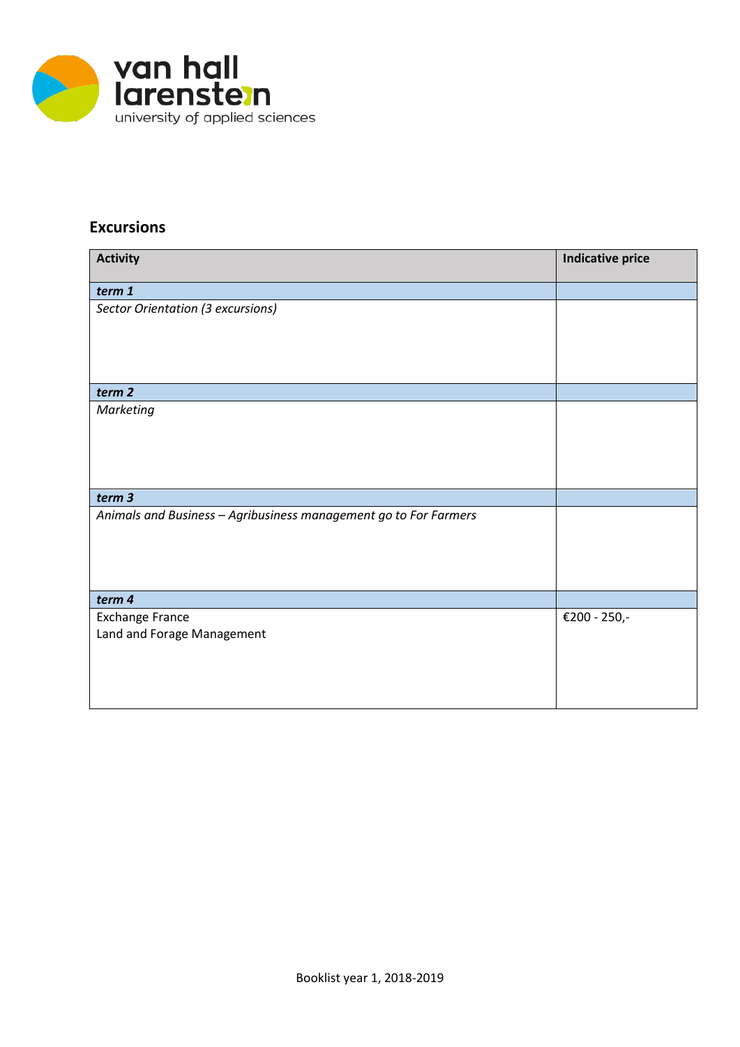## Excursions

| Activity | Indicative price |
| --- | --- |
| ***term 1*** | |
| *Sector Orientation (3 excursions)* | |
| ***term 2*** | |
| *Marketing* | |
| ***term 3*** | |
| *Animals and Business – Agribusiness management go to For Farmers* | |
| ***term 4*** | |
| Exchange France<br>Land and Forage Management | €200 - 250,- |